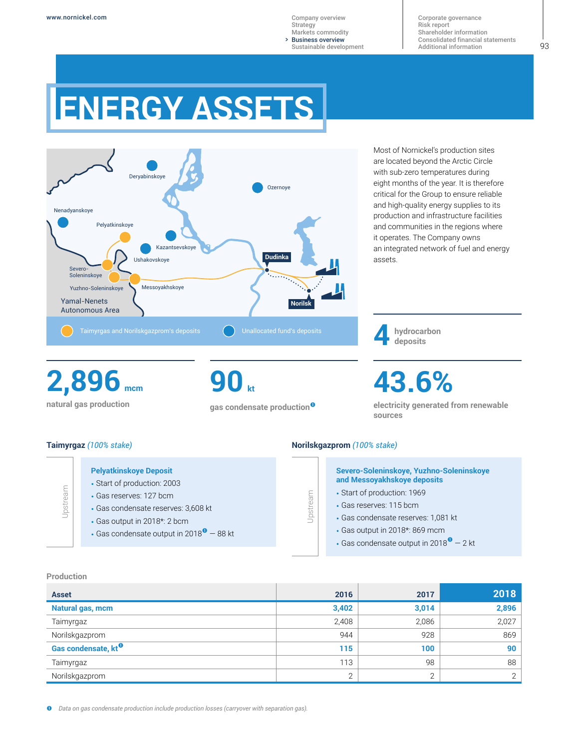# ENERGY ASSETS

Deryabinskoye

Ozernoye

Nenadyanskoye

Pelyatkinskoye

Kazantsevskoye

Ushakovskoye

Dudinka

Severo-Soleninskoye

Yuzhno-Soleninskoye

Messoyakhskoye

Norilsk

Yamal-Nenets Autonomous Area

Taimyrgas and Norilskgazprom's deposits

Unallocated fund's deposits

Most of Nornickel's production sites are located beyond the Arctic Circle with sub-zero temperatures during eight months of the year. It is therefore critical for the Group to ensure reliable and high-quality energy supplies to its production and infrastructure facilities and communities in the regions where it operates. The Company owns an integrated network of fuel and energy assets.

**4** hydrocarbon deposits

**2,896** mcm
natural gas production

**90** kt
gas condensate production[1]

**43.6%**
electricity generated from renewable sources

**Taimyrgaz** *(100% stake)*

Upstream

**Pelyatkinskoye Deposit**

- Start of production: 2003
- Gas reserves: 127 bcm
- Gas condensate reserves: 3,608 kt
- Gas output in 2018*: 2 bcm
- Gas condensate output in 2018[1] — 88 kt

**Norilskgazprom** *(100% stake)*

Upstream

**Severo-Soleninskoye, Yuzhno-Soleninskoye and Messoyakhskoye deposits**

- Start of production: 1969
- Gas reserves: 115 bcm
- Gas condensate reserves: 1,081 kt
- Gas output in 2018*: 869 mcm
- Gas condensate output in 2018[1] — 2 kt

**Production**

| Asset | 2016 | 2017 | 2018 |
|---|---|---|---|
| **Natural gas, mcm** | **3,402** | **3,014** | **2,896** |
| Taimyrgaz | 2,408 | 2,086 | 2,027 |
| Norilskgazprom | 944 | 928 | 869 |
| **Gas condensate, kt[1]** | **115** | **100** | **90** |
| Taimyrgaz | 113 | 98 | 88 |
| Norilskgazprom | 2 | 2 | 2 |

[1] *Data on gas condensate production include production losses (carryover with separation gas).*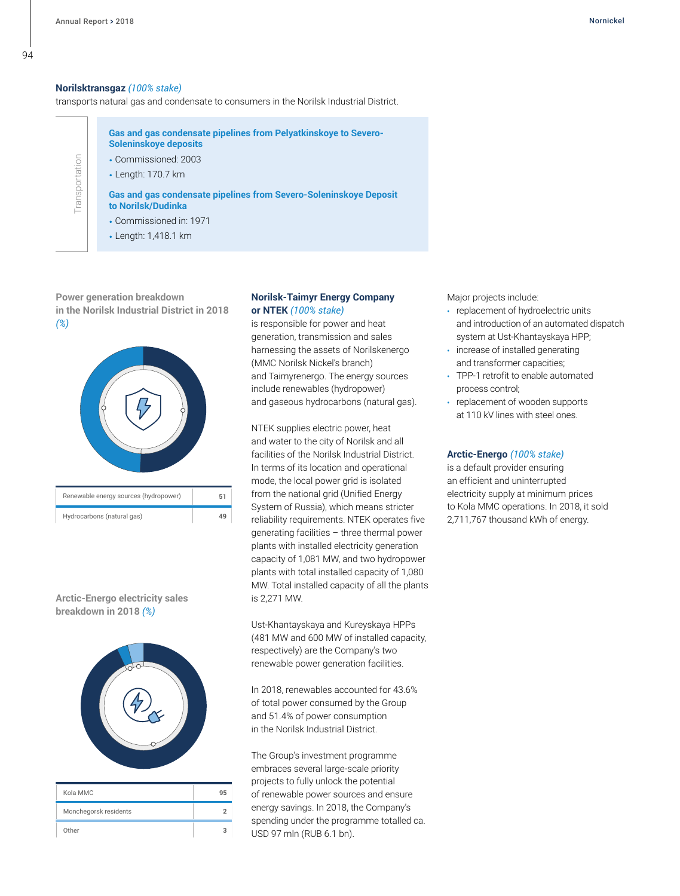**Norilsktransgaz** *(100% stake)*
transports natural gas and condensate to consumers in the Norilsk Industrial District.

Transportation

**Gas and gas condensate pipelines from Pelyatkinskoye to Severo-Soleninskoye deposits**

- Commissioned: 2003
- Length: 170.7 km

**Gas and gas condensate pipelines from Severo-Soleninskoye Deposit to Norilsk/Dudinka**

- Commissioned in: 1971
- Length: 1,418.1 km

**Power generation breakdown in the Norilsk Industrial District in 2018** *(%)*

| Source | % |
| --- | --- |
| Renewable energy sources (hydropower) | 51 |
| Hydrocarbons (natural gas) | 49 |

**Arctic-Energo electricity sales breakdown in 2018** *(%)*

| Consumer | % |
| --- | --- |
| Kola MMC | 95 |
| Monchegorsk residents | 2 |
| Other | 3 |

**Norilsk-Taimyr Energy Company or NTEK** *(100% stake)*
is responsible for power and heat generation, transmission and sales harnessing the assets of Norilskenergo (MMC Norilsk Nickel's branch) and Taimyrenergo. The energy sources include renewables (hydropower) and gaseous hydrocarbons (natural gas).

NTEK supplies electric power, heat and water to the city of Norilsk and all facilities of the Norilsk Industrial District. In terms of its location and operational mode, the local power grid is isolated from the national grid (Unified Energy System of Russia), which means stricter reliability requirements. NTEK operates five generating facilities – three thermal power plants with installed electricity generation capacity of 1,081 MW, and two hydropower plants with total installed capacity of 1,080 MW. Total installed capacity of all the plants is 2,271 MW.

Ust-Khantayskaya and Kureyskaya HPPs (481 MW and 600 MW of installed capacity, respectively) are the Company's two renewable power generation facilities.

In 2018, renewables accounted for 43.6% of total power consumed by the Group and 51.4% of power consumption in the Norilsk Industrial District.

The Group's investment programme embraces several large-scale priority projects to fully unlock the potential of renewable power sources and ensure energy savings. In 2018, the Company's spending under the programme totalled ca. USD 97 mln (RUB 6.1 bn).

Major projects include:

- replacement of hydroelectric units and introduction of an automated dispatch system at Ust-Khantayskaya HPP;
- increase of installed generating and transformer capacities;
- TPP-1 retrofit to enable automated process control;
- replacement of wooden supports at 110 kV lines with steel ones.

**Arctic-Energo** *(100% stake)*
is a default provider ensuring an efficient and uninterrupted electricity supply at minimum prices to Kola MMC operations. In 2018, it sold 2,711,767 thousand kWh of energy.